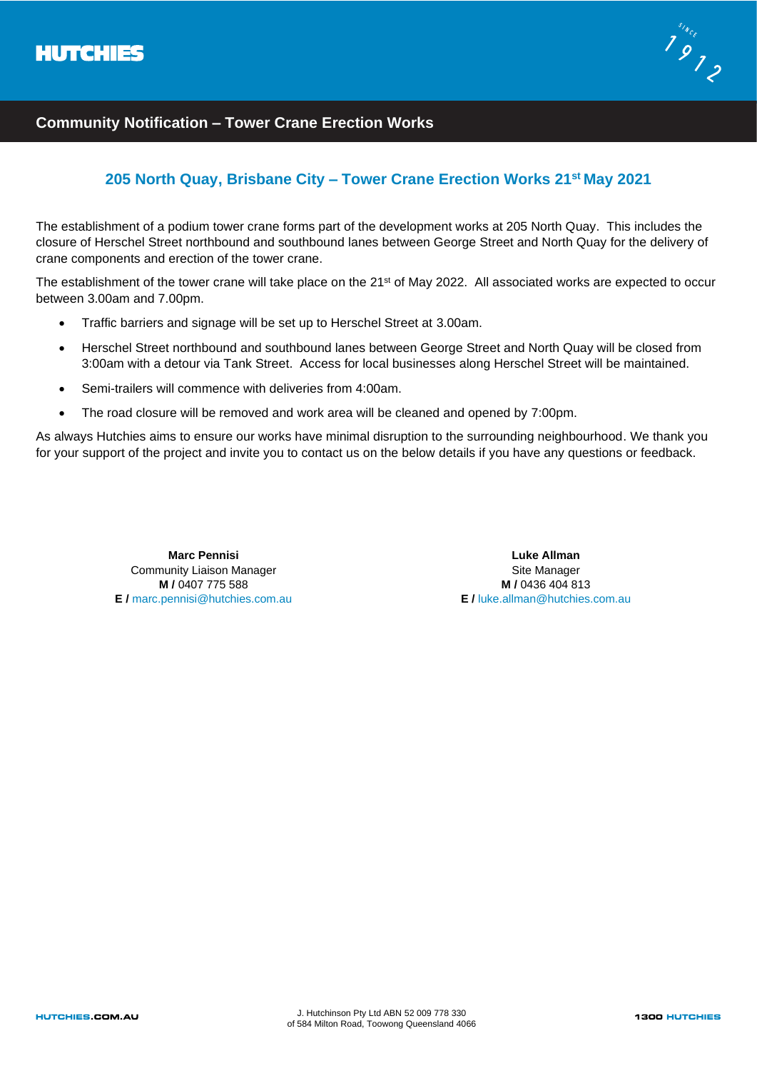HUTCHIES

# Community Notification – Tower Crane Erection Works

## 205 North Quay, Brisbane City – Tower Crane Erection Works 21st May 2021

The establishment of a podium tower crane forms part of the development works at 205 North Quay. This includes the closure of Herschel Street northbound and southbound lanes between George Street and North Quay for the delivery of crane components and erection of the tower crane.

The establishment of the tower crane will take place on the 21st of May 2022. All associated works are expected to occur between 3.00am and 7.00pm.

- Traffic barriers and signage will be set up to Herschel Street at 3.00am.
- Herschel Street northbound and southbound lanes between George Street and North Quay will be closed from 3:00am with a detour via Tank Street. Access for local businesses along Herschel Street will be maintained.
- Semi-trailers will commence with deliveries from 4:00am.
- The road closure will be removed and work area will be cleaned and opened by 7:00pm.

As always Hutchies aims to ensure our works have minimal disruption to the surrounding neighbourhood. We thank you for your support of the project and invite you to contact us on the below details if you have any questions or feedback.

**Marc Pennisi**
Community Liaison Manager
**M /** 0407 775 588
**E /** marc.pennisi@hutchies.com.au

**Luke Allman**
Site Manager
**M /** 0436 404 813
**E /** luke.allman@hutchies.com.au

HUTCHIES.COM.AU

J. Hutchinson Pty Ltd ABN 52 009 778 330
of 584 Milton Road, Toowong Queensland 4066

1300 HUTCHIES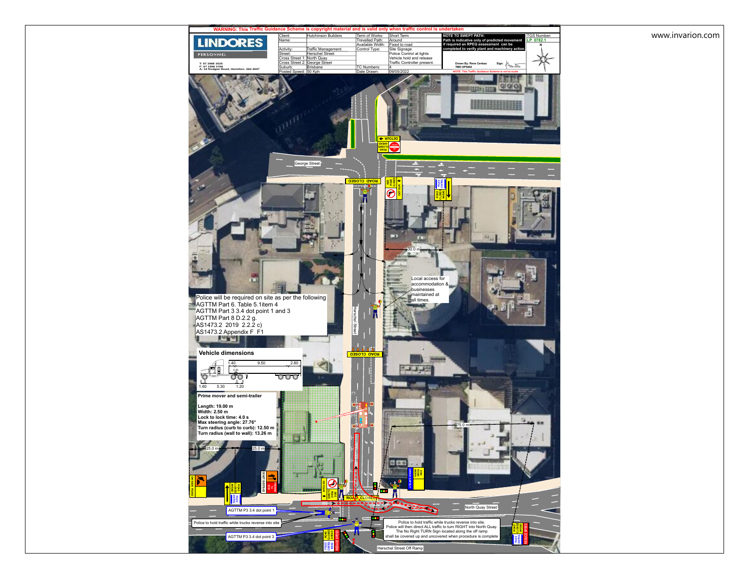**WARNING: This Traffic Guidance Scheme is copyright material and is valid only when traffic control is undertaken**

LINDORES PERSONNEL

T: 07 3868 3525
F: 07 3268 3166
A: 34 Nudgee Road, Hamilton, Qld 4007

| | | | |
|---|---|---|---|
| Client: | Hutchinson Builders | Term of Works: | Short Term |
| Name: | | Travelled Path: | Around |
| | | Available Width: | Fixed to road |
| Activity: | Traffic Management | Control Type: | Site Signage |
| Street: | Herschel Street | | Police Control at lights |
| Cross Street 1: | North Quay | | Vehicle hold and release |
| Cross Street 2: | George Street | | Traffic Controller present. |
| Suburb: | Brisbane | TC Numbers: | 4 |
| Posted Speed: | 50 Kph | Date Drawn: | 09/05/2022 |

**NOTE TO SWEPT PATH:** Path is indicative only of predicted movement if required an RPEQ assessment can be completed to verify plant and machinery action.

Drawn By: Rene Certeza TMD OP0404

Sign:

NOTE: This Traffic Guidance Scheme is not to scale.

TGS Number: LP 0782.1

N

George Street

Herschel Street

North Quay Street

Herschel Street Off Ramp

ROAD CLOSED

DETOUR

ROAD CLOSED AHEAD

SIDE ROAD CLOSED

ROAD CLOSED AHEAD

POLICE CONTROL

30.0 m

75.0 m

25.0 m

25.0 m

Local access for accommodation & businesses maintained at all times.

Police will be required on site as per the following
AGTTM Part 6. Table 5.1item 4
AGTTM Part 3 3.4 dot point 1 and 3
AGTTM Part 8 D.2.2 g.
AS1473.2 2019 2.2.2 c)
AS1473.2 Appendix F F1

**Vehicle dimensions**

1.40 | 9.50 | 2.80 | 0.30 | 1.60 | 5.30 | 1.20

**Prime mover and semi-trailer**

**Length: 19.00 m**
**Width: 2.50 m**
**Lock to lock time: 4.0 s**
**Max steering angle: 27.76°**
**Turn radius (curb to curb): 12.50 m**
**Turn radius (wall to wall): 13.26 m**

ON SIDE ROAD

PREPARE TO STOP

DO NOT OVERTAKE

TRUCKS ENTERING

DRIVE SAFELY

NO ROAD WORK

REDUCE SPEED

AGTTM P3 3.4 dot point 1

Police to hold traffic while trucks reverse into site

AGTTM P3 3.4 dot point 3

Police to hold traffic while trucks reverse into site.
Police will then direct ALL traffic to turn RIGHT into North Quay.
The No Right TURN Sign located along the off ramp shall be covered up and uncovered when procedure is complete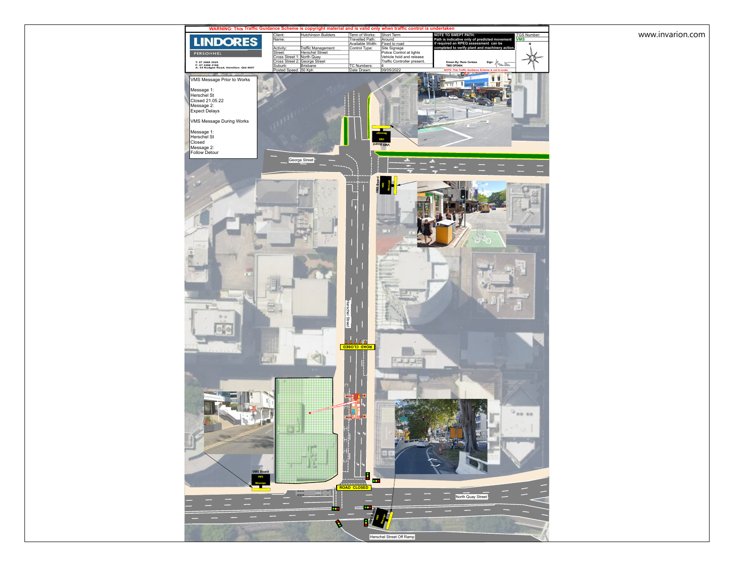www.invarion.com

**WARNING: This Traffic Guidance Scheme is copyright material and is valid only when traffic control is undertaken**

**LINDORES** PERSONNEL

T: 07 3868 3525
F: 07 3268 3166
A: 34 Nudgee Road, Hamilton. Qld 4007

| | | | |
|---|---|---|---|
| Client: | Hutchinson Builders | Term of Works: | Short Term |
| Name: | | Travelled Path: | Around |
| | | Available Width: | Fixed to road |
| Activity: | Traffic Management | Control Type: | Site Signage |
| Street: | Herschel Street | | Police Control at lights |
| Cross Street 1: | North Quay | | Vehicle hold and release |
| Cross Street 2: | George Street | | Traffic Controller present. |
| Suburb: | Brisbane | TC Numbers: | 4 |
| Posted Speed: | 50 Kph | Date Drawn: | 09/05/2022 |

**NOTE TO SWEPT PATH:** Path is indicative only of predicted movement if required an RPEQ assessment can be completed to verify plant and machinery action.

TGS Number: VMS

Drawn By: Rene Certeza
TMD OP0404
Sign:

NOTE: This Traffic Guidance Scheme is not to scale.

N

VMS Message Prior to Works

Message 1:
Herschel St
Closed 21.05.22
Message 2:
Expect Delays

VMS Message During Works

Message 1:
Herschel St
Closed
Message 2:
Follow Detour

George Street

Herschel Street

North Quay Street

Herschel Street Off Ramp

VMS Board

VMS

Message

ROAD CLOSED

ROAD CLOSED